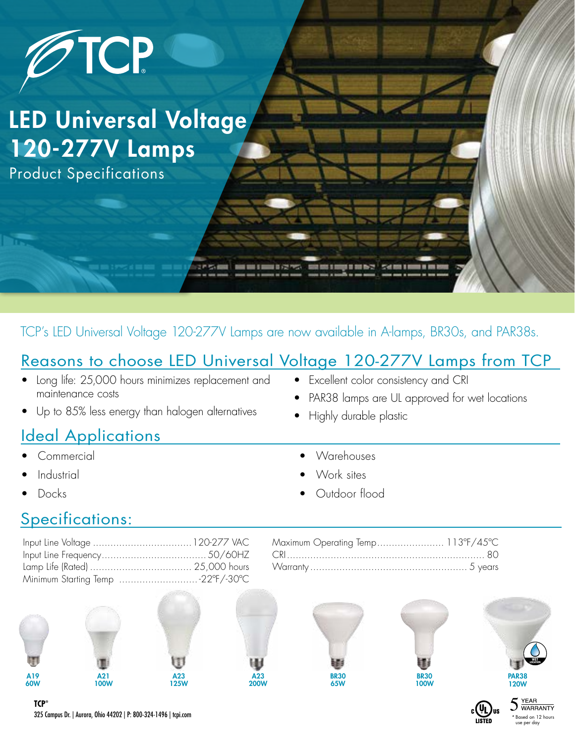TCP

# LED Universal Voltage 120-277V Lamps

Product Specifications

TCP's LED Universal Voltage 120-277V Lamps are now available in A-lamps, BR30s, and PAR38s.

## Reasons to choose LED Universal Voltage 120-277V Lamps from TCP

- Long life: 25,000 hours minimizes replacement and maintenance costs
- Up to 85% less energy than halogen alternatives
- Excellent color consistency and CRI
- PAR38 lamps are UL approved for wet locations
- Highly durable plastic

## Ideal Applications

- Commercial
- Industrial
- Docks
- Warehouses
- Work sites
- Outdoor flood

## Specifications:

| Specification | Value |
|---|---|
| Input Line Voltage | 120-277 VAC |
| Input Line Frequency | 50/60HZ |
| Lamp Life (Rated) | 25,000 hours |
| Minimum Starting Temp | -22°F/-30°C |
| Maximum Operating Temp | 113°F/45°C |
| CRI | 80 |
| Warranty | 5 years |

A19 60W

A21 100W

A23 125W

A23 200W

BR30 65W

BR30 100W

PAR38 120W

WET LOCATION

TCP®
325 Campus Dr. | Aurora, Ohio 44202 | P: 800-324-1496 | tcpi.com

c UL us LISTED

5 YEAR WARRANTY
* Based on 12 hours use per day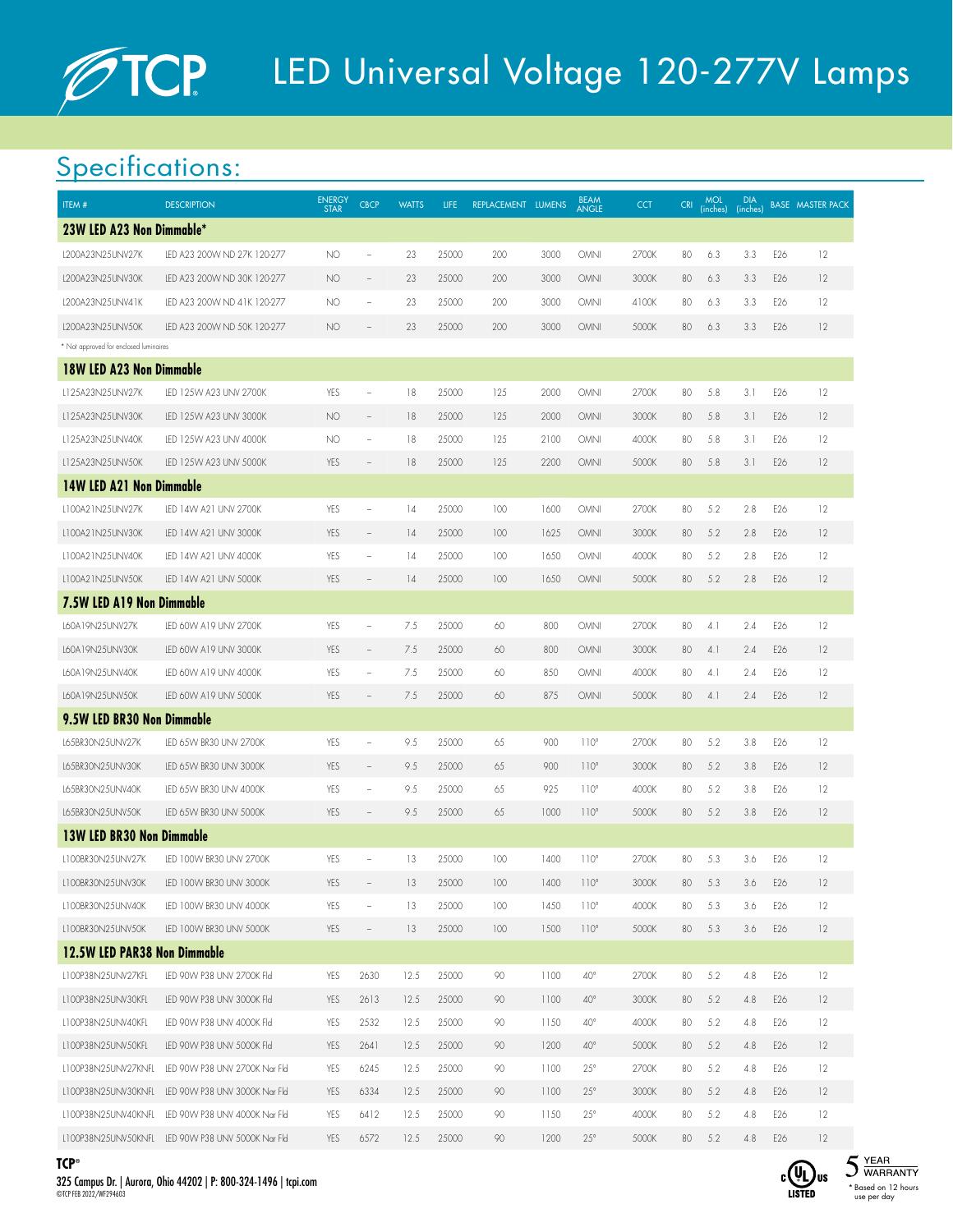# LED Universal Voltage 120-277V Lamps

## Specifications:

| ITEM # | DESCRIPTION | ENERGY STAR | CBCP | WATTS | LIFE | REPLACEMENT | LUMENS | BEAM ANGLE | CCT | CRI | MOL (inches) | DIA (inches) | BASE | MASTER PACK |
|---|---|---|---|---|---|---|---|---|---|---|---|---|---|---|
| **23W LED A23 Non Dimmable*** | | | | | | | | | | | | | | |
| L200A23N25UNV27K | LED A23 200W ND 27K 120-277 | NO | – | 23 | 25000 | 200 | 3000 | OMNI | 2700K | 80 | 6.3 | 3.3 | E26 | 12 |
| L200A23N25UNV30K | LED A23 200W ND 30K 120-277 | NO | – | 23 | 25000 | 200 | 3000 | OMNI | 3000K | 80 | 6.3 | 3.3 | E26 | 12 |
| L200A23N25UNV41K | LED A23 200W ND 41K 120-277 | NO | – | 23 | 25000 | 200 | 3000 | OMNI | 4100K | 80 | 6.3 | 3.3 | E26 | 12 |
| L200A23N25UNV50K | LED A23 200W ND 50K 120-277 | NO | – | 23 | 25000 | 200 | 3000 | OMNI | 5000K | 80 | 6.3 | 3.3 | E26 | 12 |
| * Not approved for enclosed luminaires | | | | | | | | | | | | | | |
| **18W LED A23 Non Dimmable** | | | | | | | | | | | | | | |
| L125A23N25UNV27K | LED 125W A23 UNV 2700K | YES | – | 18 | 25000 | 125 | 2000 | OMNI | 2700K | 80 | 5.8 | 3.1 | E26 | 12 |
| L125A23N25UNV30K | LED 125W A23 UNV 3000K | NO | – | 18 | 25000 | 125 | 2000 | OMNI | 3000K | 80 | 5.8 | 3.1 | E26 | 12 |
| L125A23N25UNV40K | LED 125W A23 UNV 4000K | NO | – | 18 | 25000 | 125 | 2100 | OMNI | 4000K | 80 | 5.8 | 3.1 | E26 | 12 |
| L125A23N25UNV50K | LED 125W A23 UNV 5000K | YES | – | 18 | 25000 | 125 | 2200 | OMNI | 5000K | 80 | 5.8 | 3.1 | E26 | 12 |
| **14W LED A21 Non Dimmable** | | | | | | | | | | | | | | |
| L100A21N25UNV27K | LED 14W A21 UNV 2700K | YES | – | 14 | 25000 | 100 | 1600 | OMNI | 2700K | 80 | 5.2 | 2.8 | E26 | 12 |
| L100A21N25UNV30K | LED 14W A21 UNV 3000K | YES | – | 14 | 25000 | 100 | 1625 | OMNI | 3000K | 80 | 5.2 | 2.8 | E26 | 12 |
| L100A21N25UNV40K | LED 14W A21 UNV 4000K | YES | – | 14 | 25000 | 100 | 1650 | OMNI | 4000K | 80 | 5.2 | 2.8 | E26 | 12 |
| L100A21N25UNV50K | LED 14W A21 UNV 5000K | YES | – | 14 | 25000 | 100 | 1650 | OMNI | 5000K | 80 | 5.2 | 2.8 | E26 | 12 |
| **7.5W LED A19 Non Dimmable** | | | | | | | | | | | | | | |
| L60A19N25UNV27K | LED 60W A19 UNV 2700K | YES | – | 7.5 | 25000 | 60 | 800 | OMNI | 2700K | 80 | 4.1 | 2.4 | E26 | 12 |
| L60A19N25UNV30K | LED 60W A19 UNV 3000K | YES | – | 7.5 | 25000 | 60 | 800 | OMNI | 3000K | 80 | 4.1 | 2.4 | E26 | 12 |
| L60A19N25UNV40K | LED 60W A19 UNV 4000K | YES | – | 7.5 | 25000 | 60 | 850 | OMNI | 4000K | 80 | 4.1 | 2.4 | E26 | 12 |
| L60A19N25UNV50K | LED 60W A19 UNV 5000K | YES | – | 7.5 | 25000 | 60 | 875 | OMNI | 5000K | 80 | 4.1 | 2.4 | E26 | 12 |
| **9.5W LED BR30 Non Dimmable** | | | | | | | | | | | | | | |
| L65BR30N25UNV27K | LED 65W BR30 UNV 2700K | YES | – | 9.5 | 25000 | 65 | 900 | 110° | 2700K | 80 | 5.2 | 3.8 | E26 | 12 |
| L65BR30N25UNV30K | LED 65W BR30 UNV 3000K | YES | – | 9.5 | 25000 | 65 | 900 | 110° | 3000K | 80 | 5.2 | 3.8 | E26 | 12 |
| L65BR30N25UNV40K | LED 65W BR30 UNV 4000K | YES | – | 9.5 | 25000 | 65 | 925 | 110° | 4000K | 80 | 5.2 | 3.8 | E26 | 12 |
| L65BR30N25UNV50K | LED 65W BR30 UNV 5000K | YES | – | 9.5 | 25000 | 65 | 1000 | 110° | 5000K | 80 | 5.2 | 3.8 | E26 | 12 |
| **13W LED BR30 Non Dimmable** | | | | | | | | | | | | | | |
| L100BR30N25UNV27K | LED 100W BR30 UNV 2700K | YES | – | 13 | 25000 | 100 | 1400 | 110° | 2700K | 80 | 5.3 | 3.6 | E26 | 12 |
| L100BR30N25UNV30K | LED 100W BR30 UNV 3000K | YES | – | 13 | 25000 | 100 | 1400 | 110° | 3000K | 80 | 5.3 | 3.6 | E26 | 12 |
| L100BR30N25UNV40K | LED 100W BR30 UNV 4000K | YES | – | 13 | 25000 | 100 | 1450 | 110° | 4000K | 80 | 5.3 | 3.6 | E26 | 12 |
| L100BR30N25UNV50K | LED 100W BR30 UNV 5000K | YES | – | 13 | 25000 | 100 | 1500 | 110° | 5000K | 80 | 5.3 | 3.6 | E26 | 12 |
| **12.5W LED PAR38 Non Dimmable** | | | | | | | | | | | | | | |
| L100P38N25UNV27KFL | LED 90W P38 UNV 2700K Fld | YES | 2630 | 12.5 | 25000 | 90 | 1100 | 40° | 2700K | 80 | 5.2 | 4.8 | E26 | 12 |
| L100P38N25UNV30KFL | LED 90W P38 UNV 3000K Fld | YES | 2613 | 12.5 | 25000 | 90 | 1100 | 40° | 3000K | 80 | 5.2 | 4.8 | E26 | 12 |
| L100P38N25UNV40KFL | LED 90W P38 UNV 4000K Fld | YES | 2532 | 12.5 | 25000 | 90 | 1150 | 40° | 4000K | 80 | 5.2 | 4.8 | E26 | 12 |
| L100P38N25UNV50KFL | LED 90W P38 UNV 5000K Fld | YES | 2641 | 12.5 | 25000 | 90 | 1200 | 40° | 5000K | 80 | 5.2 | 4.8 | E26 | 12 |
| L100P38N25UNV27KNFL | LED 90W P38 UNV 2700K Nar Fld | YES | 6245 | 12.5 | 25000 | 90 | 1100 | 25° | 2700K | 80 | 5.2 | 4.8 | E26 | 12 |
| L100P38N25UNV30KNFL | LED 90W P38 UNV 3000K Nar Fld | YES | 6334 | 12.5 | 25000 | 90 | 1100 | 25° | 3000K | 80 | 5.2 | 4.8 | E26 | 12 |
| L100P38N25UNV40KNFL | LED 90W P38 UNV 4000K Nar Fld | YES | 6412 | 12.5 | 25000 | 90 | 1150 | 25° | 4000K | 80 | 5.2 | 4.8 | E26 | 12 |
| L100P38N25UNV50KNFL | LED 90W P38 UNV 5000K Nar Fld | YES | 6572 | 12.5 | 25000 | 90 | 1200 | 25° | 5000K | 80 | 5.2 | 4.8 | E26 | 12 |

TCP®
325 Campus Dr. | Aurora, Ohio 44202 | P: 800-324-1496 | tcpi.com
©TCP FEB 2022/WF294603

c UL us LISTED

5 YEAR WARRANTY
* Based on 12 hours use per day